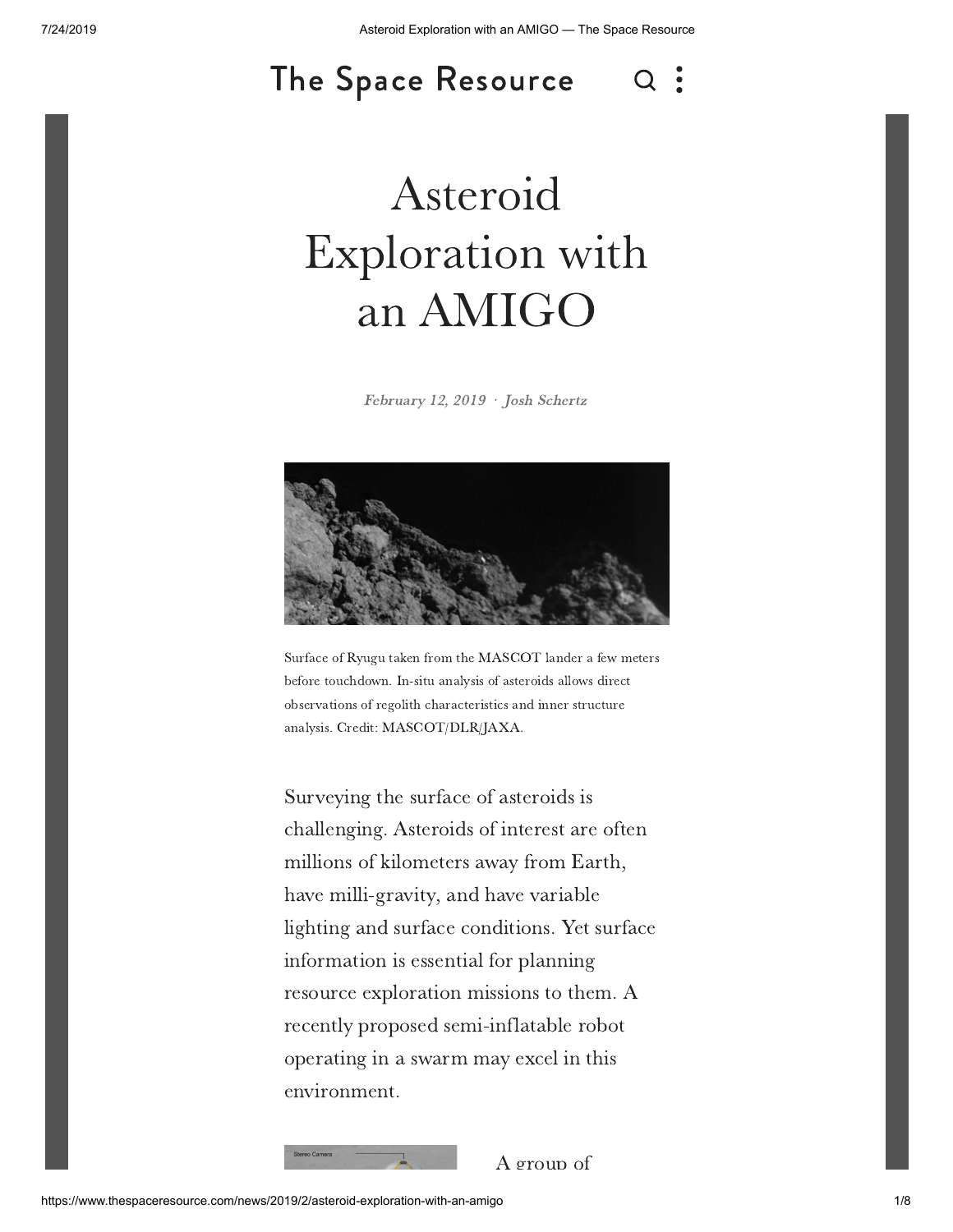The Space Resource

# Asteroid Exploration with an AMIGO

*February 12, 2019 · Josh Schertz*

Surface of Ryugu taken from the MASCOT lander a few meters before touchdown. In-situ analysis of asteroids allows direct observations of regolith characteristics and inner structure analysis. Credit: MASCOT/DLR/JAXA.

Surveying the surface of asteroids is challenging. Asteroids of interest are often millions of kilometers away from Earth, have milli-gravity, and have variable lighting and surface conditions. Yet surface information is essential for planning resource exploration missions to them. A recently proposed semi-inflatable robot operating in a swarm may excel in this environment.

A group of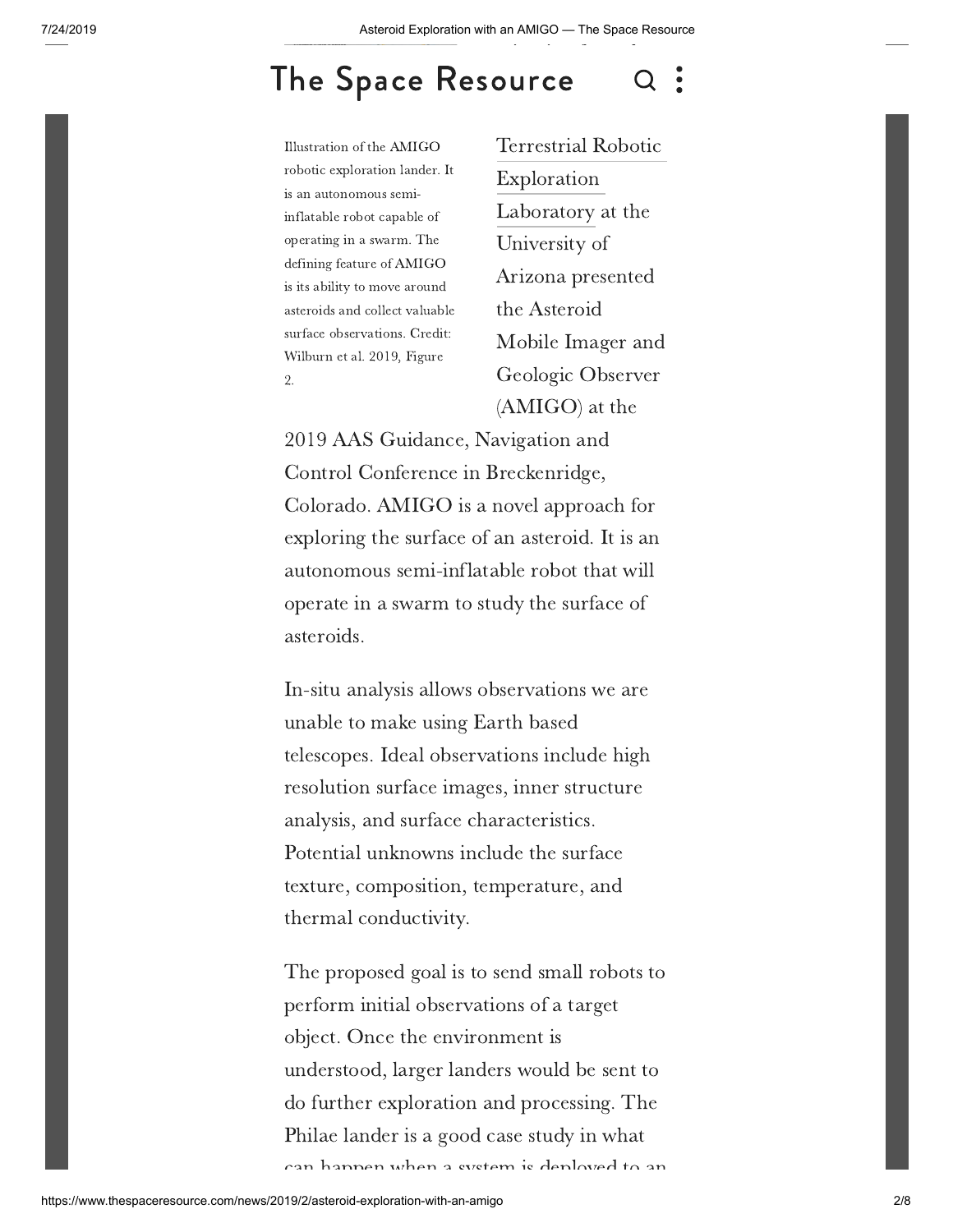Illustration of the AMIGO robotic exploration lander. It is an autonomous semi-inflatable robot capable of operating in a swarm. The defining feature of AMIGO is its ability to move around asteroids and collect valuable surface observations. Credit: Wilburn et al. 2019, Figure 2.

Terrestrial Robotic Exploration Laboratory at the University of Arizona presented the Asteroid Mobile Imager and Geologic Observer (AMIGO) at the 2019 AAS Guidance, Navigation and Control Conference in Breckenridge, Colorado. AMIGO is a novel approach for exploring the surface of an asteroid. It is an autonomous semi-inflatable robot that will operate in a swarm to study the surface of asteroids.

In-situ analysis allows observations we are unable to make using Earth based telescopes. Ideal observations include high resolution surface images, inner structure analysis, and surface characteristics. Potential unknowns include the surface texture, composition, temperature, and thermal conductivity.

The proposed goal is to send small robots to perform initial observations of a target object. Once the environment is understood, larger landers would be sent to do further exploration and processing. The Philae lander is a good case study in what can happen when a system is deployed to an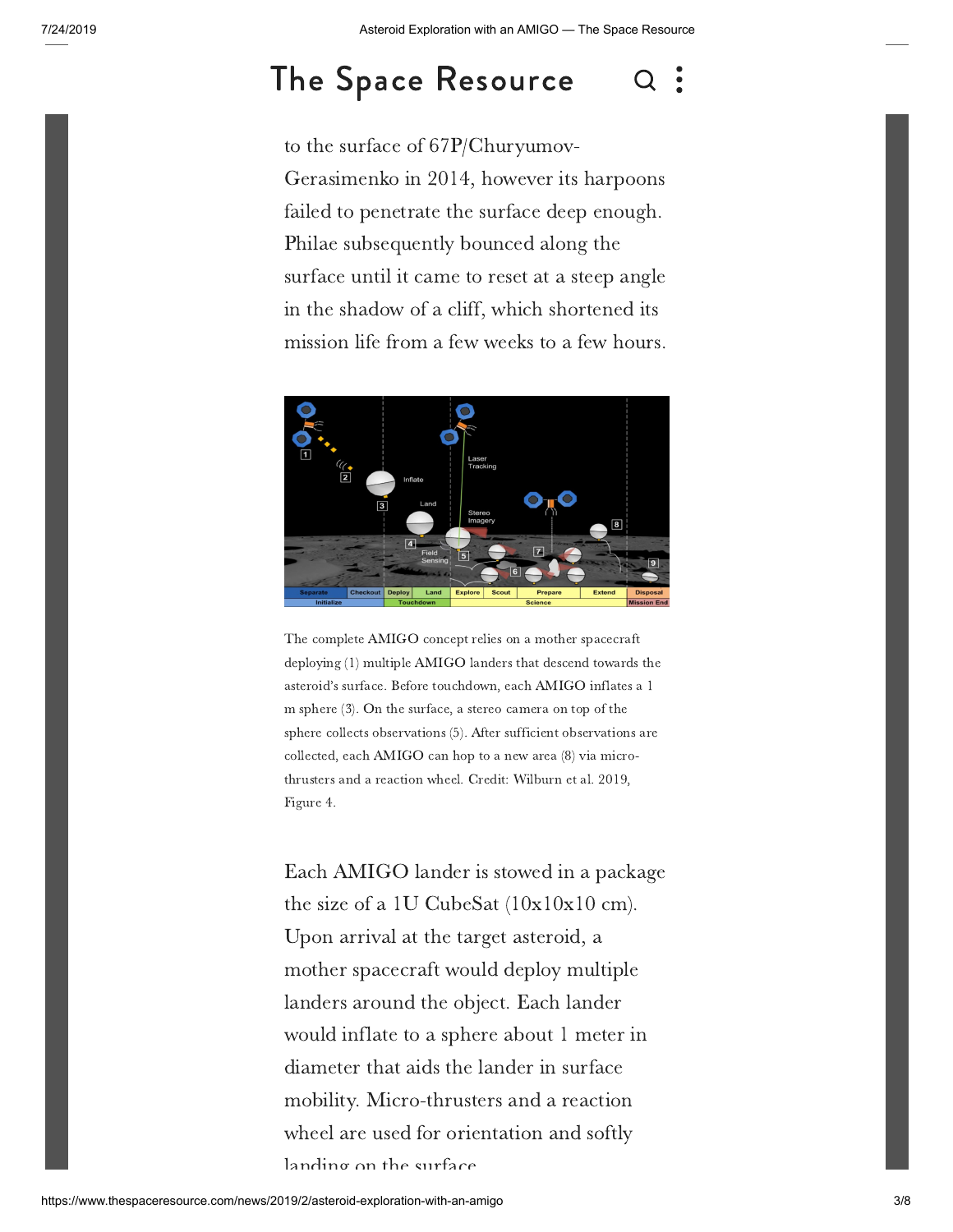to the surface of 67P/Churyumov-Gerasimenko in 2014, however its harpoons failed to penetrate the surface deep enough. Philae subsequently bounced along the surface until it came to reset at a steep angle in the shadow of a cliff, which shortened its mission life from a few weeks to a few hours.

The complete AMIGO concept relies on a mother spacecraft deploying (1) multiple AMIGO landers that descend towards the asteroid's surface. Before touchdown, each AMIGO inflates a 1 m sphere (3). On the surface, a stereo camera on top of the sphere collects observations (5). After sufficient observations are collected, each AMIGO can hop to a new area (8) via micro-thrusters and a reaction wheel. Credit: Wilburn et al. 2019, Figure 4.

Each AMIGO lander is stowed in a package the size of a 1U CubeSat (10x10x10 cm). Upon arrival at the target asteroid, a mother spacecraft would deploy multiple landers around the object. Each lander would inflate to a sphere about 1 meter in diameter that aids the lander in surface mobility. Micro-thrusters and a reaction wheel are used for orientation and softly landing on the surface.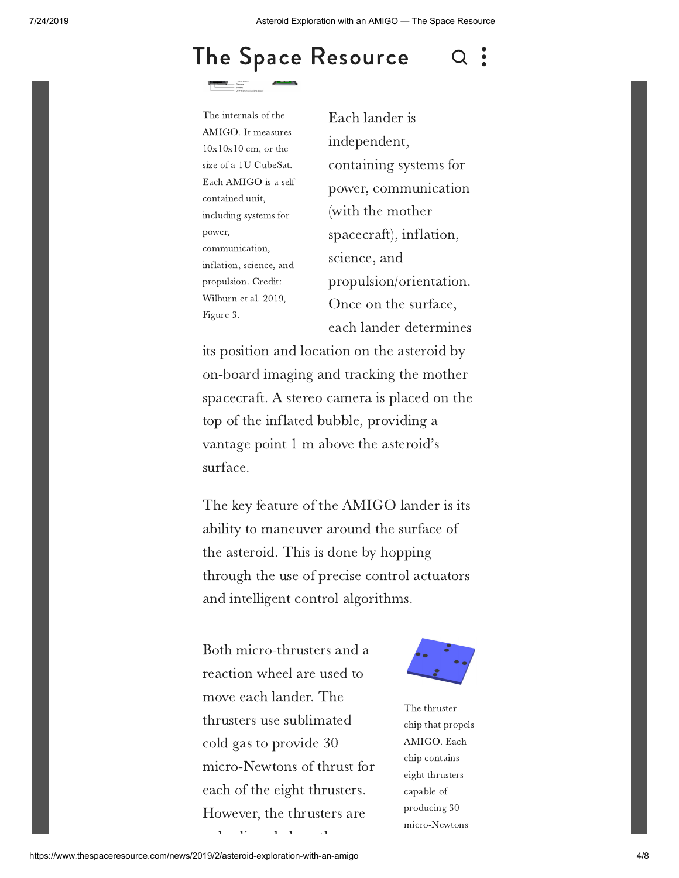The internals of the AMIGO. It measures 10x10x10 cm, or the size of a 1U CubeSat. Each AMIGO is a self contained unit, including systems for power, communication, inflation, science, and propulsion. Credit: Wilburn et al. 2019, Figure 3.

Each lander is independent, containing systems for power, communication (with the mother spacecraft), inflation, science, and propulsion/orientation. Once on the surface, each lander determines its position and location on the asteroid by on-board imaging and tracking the mother spacecraft. A stereo camera is placed on the top of the inflated bubble, providing a vantage point 1 m above the asteroid's surface.

The key feature of the AMIGO lander is its ability to maneuver around the surface of the asteroid. This is done by hopping through the use of precise control actuators and intelligent control algorithms.

Both micro-thrusters and a reaction wheel are used to move each lander. The thrusters use sublimated cold gas to provide 30 micro-Newtons of thrust for each of the eight thrusters. However, the thrusters are

The thruster chip that propels AMIGO. Each chip contains eight thrusters capable of producing 30 micro-Newtons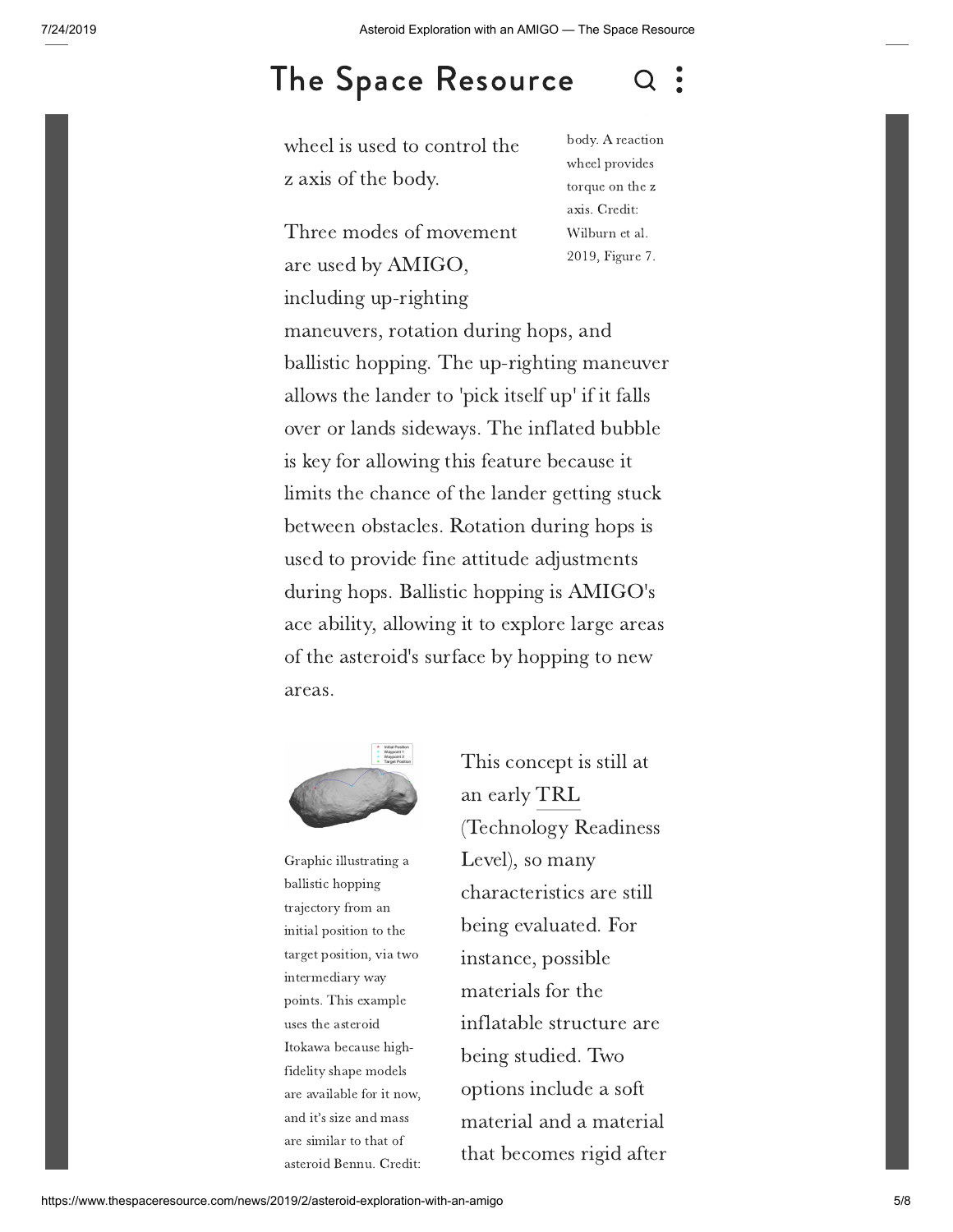wheel is used to control the z axis of the body.

body. A reaction wheel provides torque on the z axis. Credit: Wilburn et al. 2019, Figure 7.

Three modes of movement are used by AMIGO, including up-righting maneuvers, rotation during hops, and ballistic hopping. The up-righting maneuver allows the lander to 'pick itself up' if it falls over or lands sideways. The inflated bubble is key for allowing this feature because it limits the chance of the lander getting stuck between obstacles. Rotation during hops is used to provide fine attitude adjustments during hops. Ballistic hopping is AMIGO's ace ability, allowing it to explore large areas of the asteroid's surface by hopping to new areas.

Graphic illustrating a ballistic hopping trajectory from an initial position to the target position, via two intermediary way points. This example uses the asteroid Itokawa because high-fidelity shape models are available for it now, and it's size and mass are similar to that of asteroid Bennu. Credit:

This concept is still at an early TRL (Technology Readiness Level), so many characteristics are still being evaluated. For instance, possible materials for the inflatable structure are being studied. Two options include a soft material and a material that becomes rigid after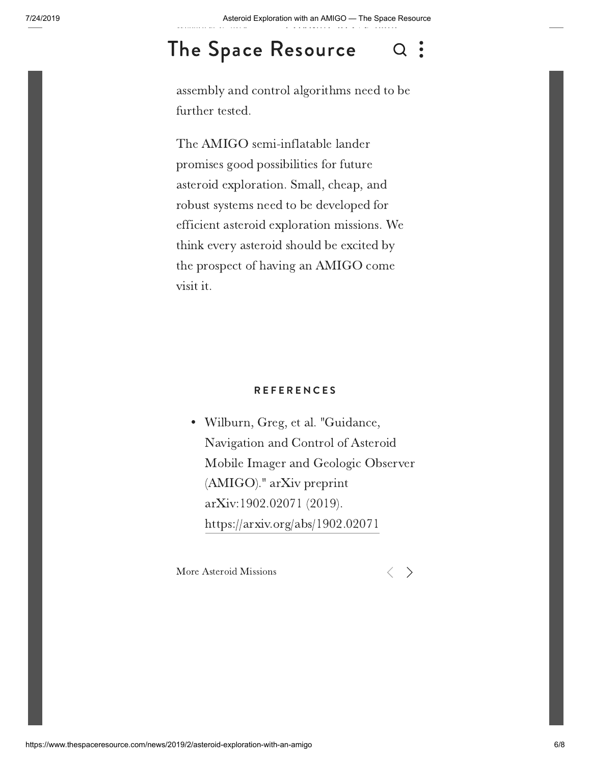assembly and control algorithms need to be further tested.

The AMIGO semi-inflatable lander promises good possibilities for future asteroid exploration. Small, cheap, and robust systems need to be developed for efficient asteroid exploration missions. We think every asteroid should be excited by the prospect of having an AMIGO come visit it.

## REFERENCES

- Wilburn, Greg, et al. "Guidance, Navigation and Control of Asteroid Mobile Imager and Geologic Observer (AMIGO)." arXiv preprint arXiv:1902.02071 (2019). https://arxiv.org/abs/1902.02071

More Asteroid Missions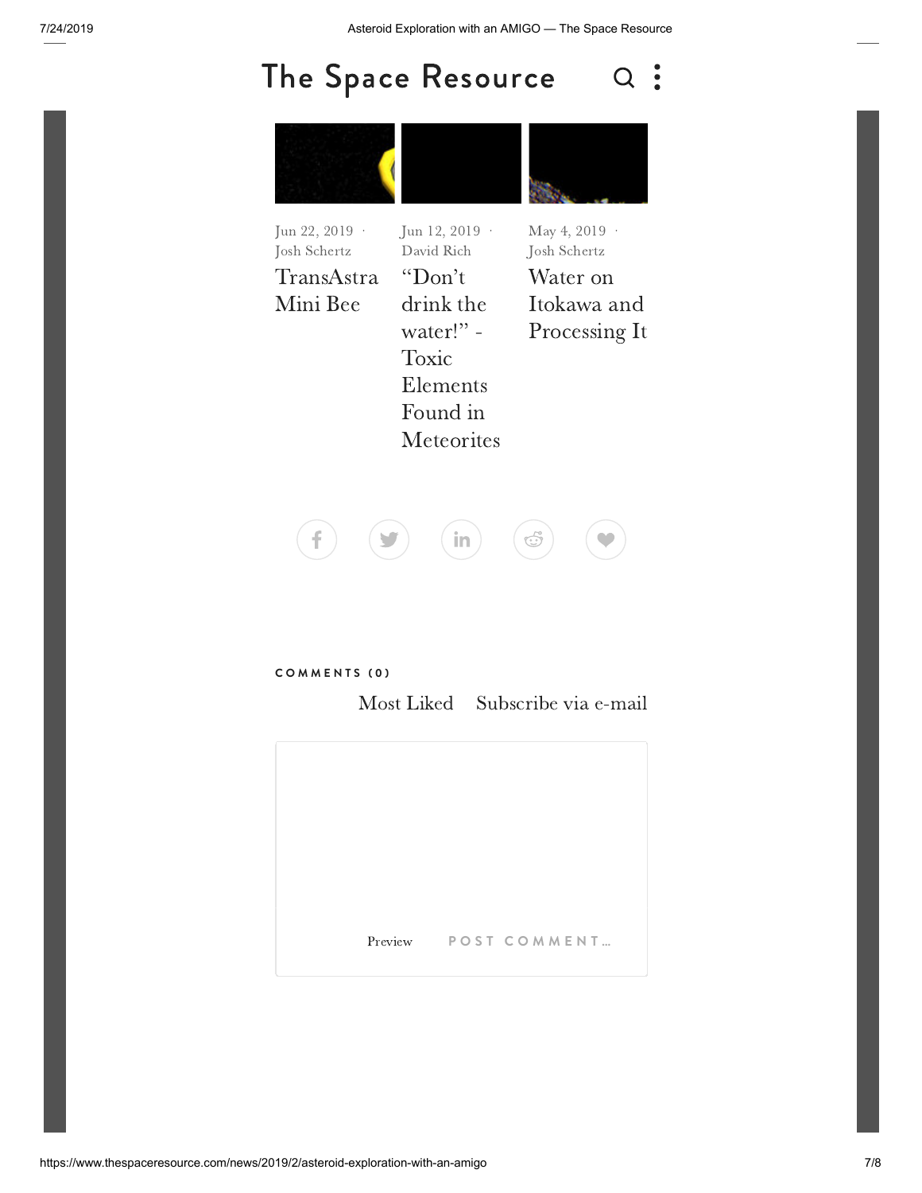Jun 22, 2019 · Josh Schertz

TransAstra Mini Bee

Jun 12, 2019 · David Rich

“Don’t drink the water!” - Toxic Elements Found in Meteorites

May 4, 2019 · Josh Schertz

Water on Itokawa and Processing It

COMMENTS (0)

Most Liked Subscribe via e-mail

Preview POST COMMENT…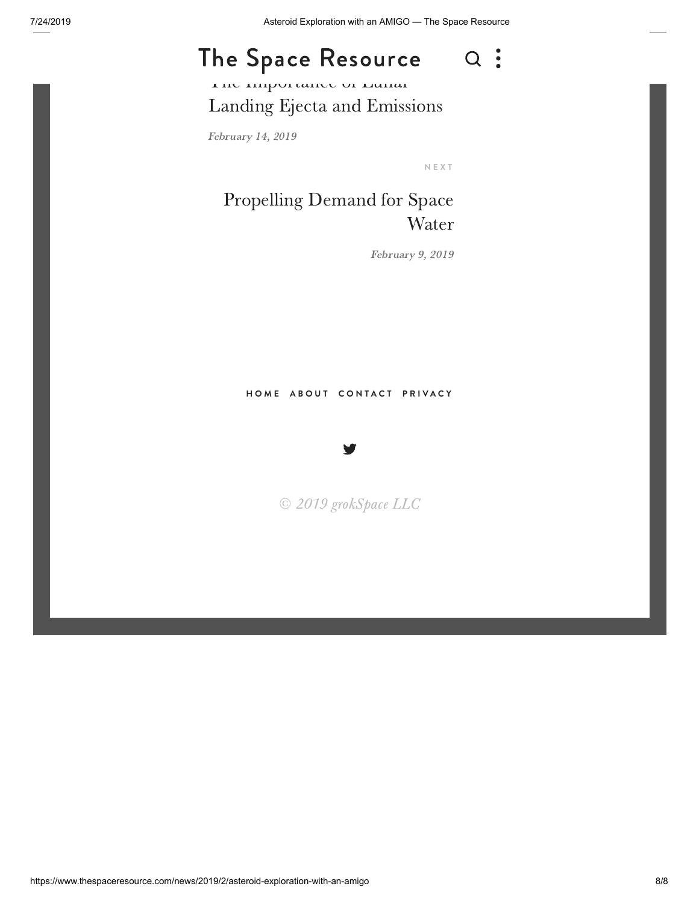The Importance of Lunar Landing Ejecta and Emissions

*February 14, 2019*

NEXT

Propelling Demand for Space Water

*February 9, 2019*

HOME ABOUT CONTACT PRIVACY

*© 2019 grokSpace LLC*